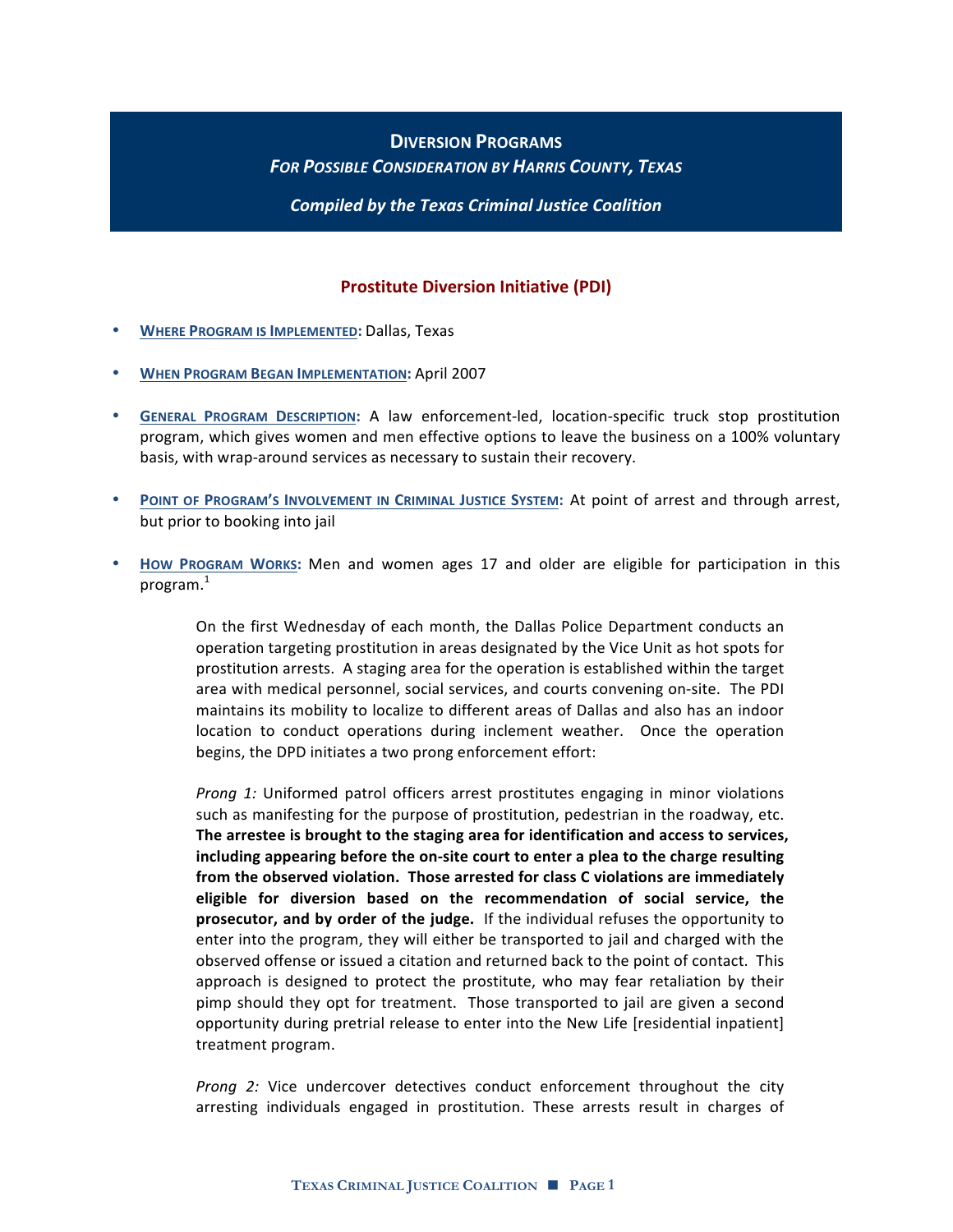# Diversion Programs

*For Possible Consideration by Harris County, Texas*

***Compiled by the Texas Criminal Justice Coalition***

## Prostitute Diversion Initiative (PDI)

- **Where Program is Implemented:** Dallas, Texas
- **When Program Began Implementation:** April 2007
- **General Program Description:** A law enforcement-led, location-specific truck stop prostitution program, which gives women and men effective options to leave the business on a 100% voluntary basis, with wrap-around services as necessary to sustain their recovery.
- **Point of Program's Involvement in Criminal Justice System:** At point of arrest and through arrest, but prior to booking into jail
- **How Program Works:** Men and women ages 17 and older are eligible for participation in this program.[1]

> On the first Wednesday of each month, the Dallas Police Department conducts an operation targeting prostitution in areas designated by the Vice Unit as hot spots for prostitution arrests. A staging area for the operation is established within the target area with medical personnel, social services, and courts convening on-site. The PDI maintains its mobility to localize to different areas of Dallas and also has an indoor location to conduct operations during inclement weather. Once the operation begins, the DPD initiates a two prong enforcement effort:
>
> *Prong 1:* Uniformed patrol officers arrest prostitutes engaging in minor violations such as manifesting for the purpose of prostitution, pedestrian in the roadway, etc. **The arrestee is brought to the staging area for identification and access to services, including appearing before the on-site court to enter a plea to the charge resulting from the observed violation. Those arrested for class C violations are immediately eligible for diversion based on the recommendation of social service, the prosecutor, and by order of the judge.** If the individual refuses the opportunity to enter into the program, they will either be transported to jail and charged with the observed offense or issued a citation and returned back to the point of contact. This approach is designed to protect the prostitute, who may fear retaliation by their pimp should they opt for treatment. Those transported to jail are given a second opportunity during pretrial release to enter into the New Life [residential inpatient] treatment program.
>
> *Prong 2:* Vice undercover detectives conduct enforcement throughout the city arresting individuals engaged in prostitution. These arrests result in charges of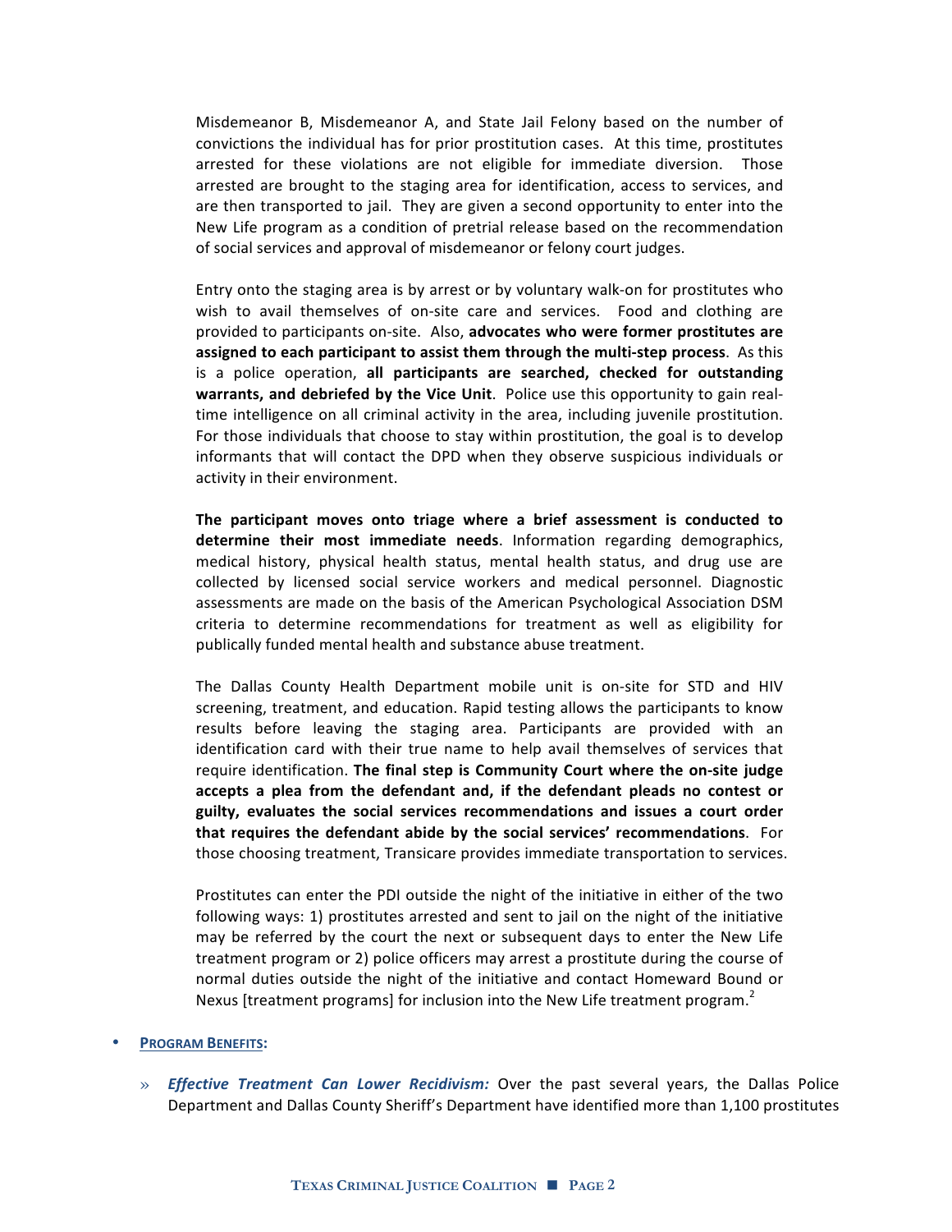Misdemeanor B, Misdemeanor A, and State Jail Felony based on the number of convictions the individual has for prior prostitution cases. At this time, prostitutes arrested for these violations are not eligible for immediate diversion. Those arrested are brought to the staging area for identification, access to services, and are then transported to jail. They are given a second opportunity to enter into the New Life program as a condition of pretrial release based on the recommendation of social services and approval of misdemeanor or felony court judges.

Entry onto the staging area is by arrest or by voluntary walk-on for prostitutes who wish to avail themselves of on-site care and services. Food and clothing are provided to participants on-site. Also, **advocates who were former prostitutes are assigned to each participant to assist them through the multi-step process**. As this is a police operation, **all participants are searched, checked for outstanding warrants, and debriefed by the Vice Unit**. Police use this opportunity to gain real-time intelligence on all criminal activity in the area, including juvenile prostitution. For those individuals that choose to stay within prostitution, the goal is to develop informants that will contact the DPD when they observe suspicious individuals or activity in their environment.

**The participant moves onto triage where a brief assessment is conducted to determine their most immediate needs**. Information regarding demographics, medical history, physical health status, mental health status, and drug use are collected by licensed social service workers and medical personnel. Diagnostic assessments are made on the basis of the American Psychological Association DSM criteria to determine recommendations for treatment as well as eligibility for publically funded mental health and substance abuse treatment.

The Dallas County Health Department mobile unit is on-site for STD and HIV screening, treatment, and education. Rapid testing allows the participants to know results before leaving the staging area. Participants are provided with an identification card with their true name to help avail themselves of services that require identification. **The final step is Community Court where the on-site judge accepts a plea from the defendant and, if the defendant pleads no contest or guilty, evaluates the social services recommendations and issues a court order that requires the defendant abide by the social services' recommendations**. For those choosing treatment, Transicare provides immediate transportation to services.

Prostitutes can enter the PDI outside the night of the initiative in either of the two following ways: 1) prostitutes arrested and sent to jail on the night of the initiative may be referred by the court the next or subsequent days to enter the New Life treatment program or 2) police officers may arrest a prostitute during the course of normal duties outside the night of the initiative and contact Homeward Bound or Nexus [treatment programs] for inclusion into the New Life treatment program.[2]

- **PROGRAM BENEFITS:**

  » ***Effective Treatment Can Lower Recidivism:*** Over the past several years, the Dallas Police Department and Dallas County Sheriff's Department have identified more than 1,100 prostitutes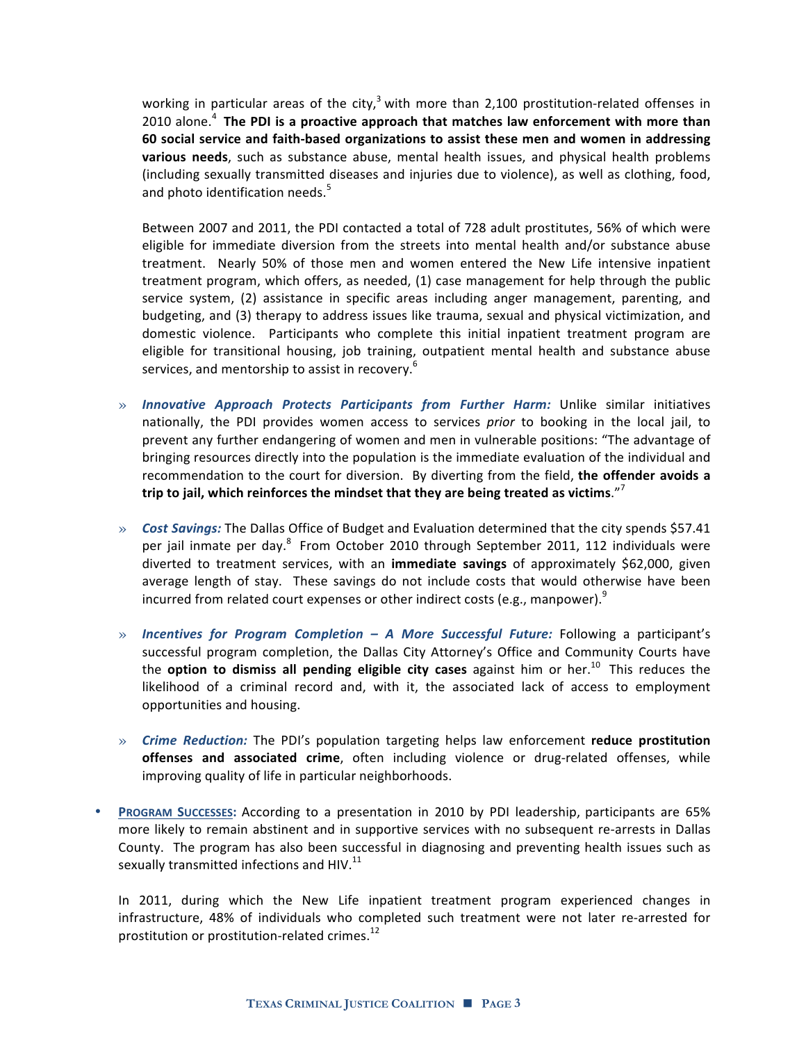working in particular areas of the city,[3] with more than 2,100 prostitution-related offenses in 2010 alone.[4] **The PDI is a proactive approach that matches law enforcement with more than 60 social service and faith-based organizations to assist these men and women in addressing various needs**, such as substance abuse, mental health issues, and physical health problems (including sexually transmitted diseases and injuries due to violence), as well as clothing, food, and photo identification needs.[5]

Between 2007 and 2011, the PDI contacted a total of 728 adult prostitutes, 56% of which were eligible for immediate diversion from the streets into mental health and/or substance abuse treatment. Nearly 50% of those men and women entered the New Life intensive inpatient treatment program, which offers, as needed, (1) case management for help through the public service system, (2) assistance in specific areas including anger management, parenting, and budgeting, and (3) therapy to address issues like trauma, sexual and physical victimization, and domestic violence. Participants who complete this initial inpatient treatment program are eligible for transitional housing, job training, outpatient mental health and substance abuse services, and mentorship to assist in recovery.[6]

- ***Innovative Approach Protects Participants from Further Harm:*** Unlike similar initiatives nationally, the PDI provides women access to services *prior* to booking in the local jail, to prevent any further endangering of women and men in vulnerable positions: "The advantage of bringing resources directly into the population is the immediate evaluation of the individual and recommendation to the court for diversion. By diverting from the field, **the offender avoids a trip to jail, which reinforces the mindset that they are being treated as victims**."[7]

- ***Cost Savings:*** The Dallas Office of Budget and Evaluation determined that the city spends $57.41 per jail inmate per day.[8] From October 2010 through September 2011, 112 individuals were diverted to treatment services, with an **immediate savings** of approximately $62,000, given average length of stay. These savings do not include costs that would otherwise have been incurred from related court expenses or other indirect costs (e.g., manpower).[9]

- ***Incentives for Program Completion – A More Successful Future:*** Following a participant's successful program completion, the Dallas City Attorney's Office and Community Courts have the **option to dismiss all pending eligible city cases** against him or her.[10] This reduces the likelihood of a criminal record and, with it, the associated lack of access to employment opportunities and housing.

- ***Crime Reduction:*** The PDI's population targeting helps law enforcement **reduce prostitution offenses and associated crime**, often including violence or drug-related offenses, while improving quality of life in particular neighborhoods.

- **PROGRAM SUCCESSES:** According to a presentation in 2010 by PDI leadership, participants are 65% more likely to remain abstinent and in supportive services with no subsequent re-arrests in Dallas County. The program has also been successful in diagnosing and preventing health issues such as sexually transmitted infections and HIV.[11]

  In 2011, during which the New Life inpatient treatment program experienced changes in infrastructure, 48% of individuals who completed such treatment were not later re-arrested for prostitution or prostitution-related crimes.[12]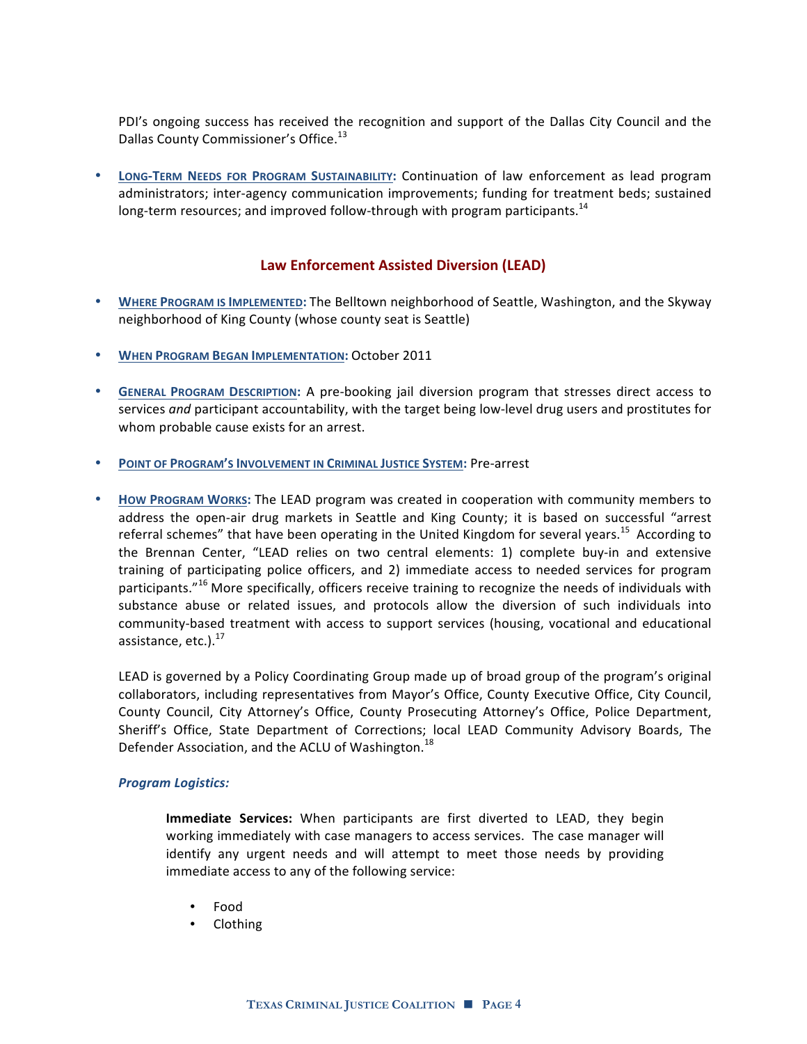PDI's ongoing success has received the recognition and support of the Dallas City Council and the Dallas County Commissioner's Office.[13]

- **LONG-TERM NEEDS FOR PROGRAM SUSTAINABILITY:** Continuation of law enforcement as lead program administrators; inter-agency communication improvements; funding for treatment beds; sustained long-term resources; and improved follow-through with program participants.[14]

## Law Enforcement Assisted Diversion (LEAD)

- **WHERE PROGRAM IS IMPLEMENTED:** The Belltown neighborhood of Seattle, Washington, and the Skyway neighborhood of King County (whose county seat is Seattle)

- **WHEN PROGRAM BEGAN IMPLEMENTATION:** October 2011

- **GENERAL PROGRAM DESCRIPTION:** A pre-booking jail diversion program that stresses direct access to services *and* participant accountability, with the target being low-level drug users and prostitutes for whom probable cause exists for an arrest.

- **POINT OF PROGRAM'S INVOLVEMENT IN CRIMINAL JUSTICE SYSTEM:** Pre-arrest

- **HOW PROGRAM WORKS:** The LEAD program was created in cooperation with community members to address the open-air drug markets in Seattle and King County; it is based on successful "arrest referral schemes" that have been operating in the United Kingdom for several years.[15] According to the Brennan Center, "LEAD relies on two central elements: 1) complete buy-in and extensive training of participating police officers, and 2) immediate access to needed services for program participants."[16] More specifically, officers receive training to recognize the needs of individuals with substance abuse or related issues, and protocols allow the diversion of such individuals into community-based treatment with access to support services (housing, vocational and educational assistance, etc.).[17]

  LEAD is governed by a Policy Coordinating Group made up of broad group of the program's original collaborators, including representatives from Mayor's Office, County Executive Office, City Council, County Council, City Attorney's Office, County Prosecuting Attorney's Office, Police Department, Sheriff's Office, State Department of Corrections; local LEAD Community Advisory Boards, The Defender Association, and the ACLU of Washington.[18]

  ***Program Logistics:***

  > **Immediate Services:** When participants are first diverted to LEAD, they begin working immediately with case managers to access services. The case manager will identify any urgent needs and will attempt to meet those needs by providing immediate access to any of the following service:
  >
  > - Food
  > - Clothing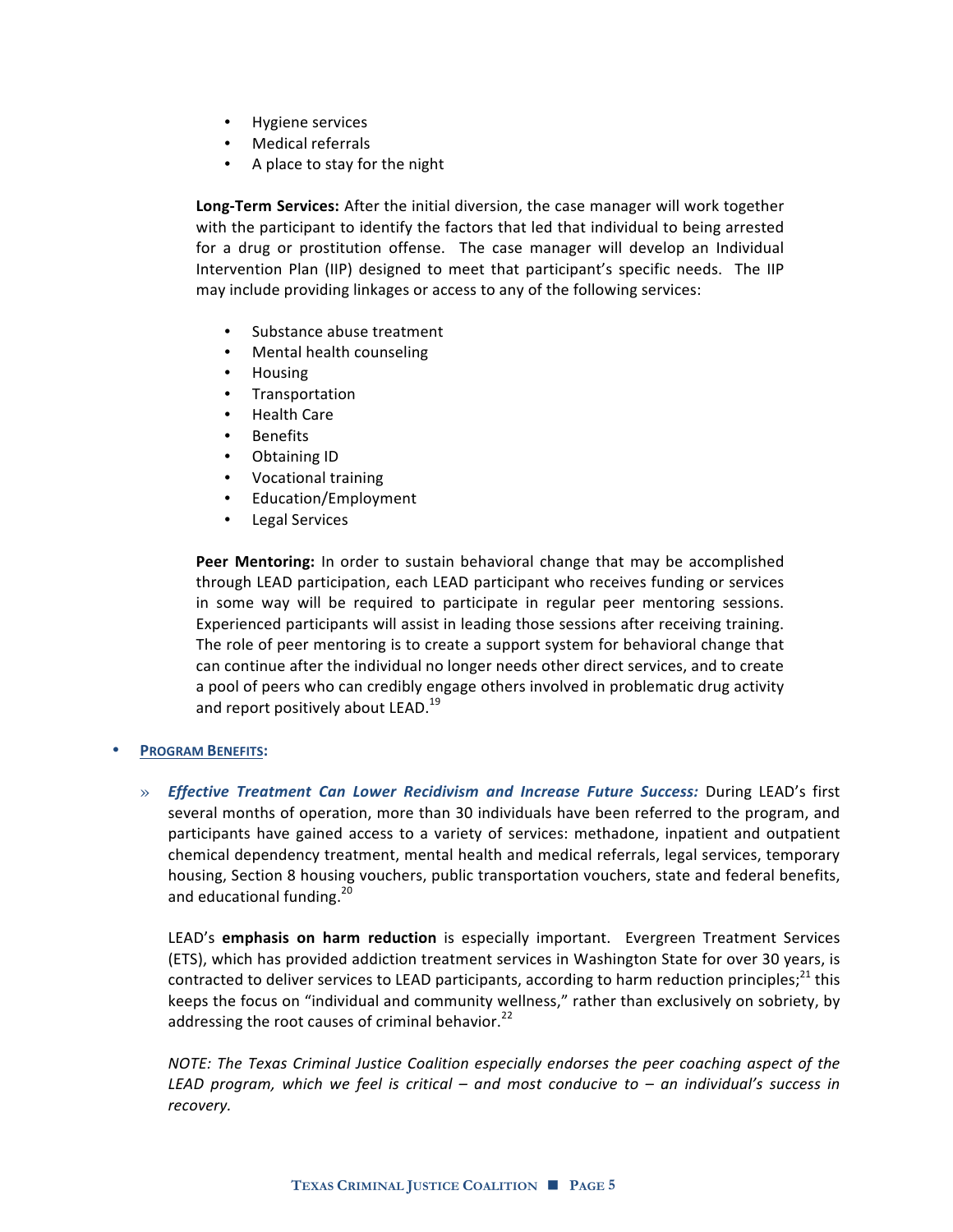- Hygiene services
- Medical referrals
- A place to stay for the night

**Long-Term Services:** After the initial diversion, the case manager will work together with the participant to identify the factors that led that individual to being arrested for a drug or prostitution offense. The case manager will develop an Individual Intervention Plan (IIP) designed to meet that participant's specific needs. The IIP may include providing linkages or access to any of the following services:

- Substance abuse treatment
- Mental health counseling
- Housing
- Transportation
- Health Care
- Benefits
- Obtaining ID
- Vocational training
- Education/Employment
- Legal Services

**Peer Mentoring:** In order to sustain behavioral change that may be accomplished through LEAD participation, each LEAD participant who receives funding or services in some way will be required to participate in regular peer mentoring sessions. Experienced participants will assist in leading those sessions after receiving training. The role of peer mentoring is to create a support system for behavioral change that can continue after the individual no longer needs other direct services, and to create a pool of peers who can credibly engage others involved in problematic drug activity and report positively about LEAD.[19]

- **PROGRAM BENEFITS:**

  » ***Effective Treatment Can Lower Recidivism and Increase Future Success:*** During LEAD's first several months of operation, more than 30 individuals have been referred to the program, and participants have gained access to a variety of services: methadone, inpatient and outpatient chemical dependency treatment, mental health and medical referrals, legal services, temporary housing, Section 8 housing vouchers, public transportation vouchers, state and federal benefits, and educational funding.[20]

  LEAD's **emphasis on harm reduction** is especially important. Evergreen Treatment Services (ETS), which has provided addiction treatment services in Washington State for over 30 years, is contracted to deliver services to LEAD participants, according to harm reduction principles;[21] this keeps the focus on "individual and community wellness," rather than exclusively on sobriety, by addressing the root causes of criminal behavior.[22]

  *NOTE: The Texas Criminal Justice Coalition especially endorses the peer coaching aspect of the LEAD program, which we feel is critical – and most conducive to – an individual's success in recovery.*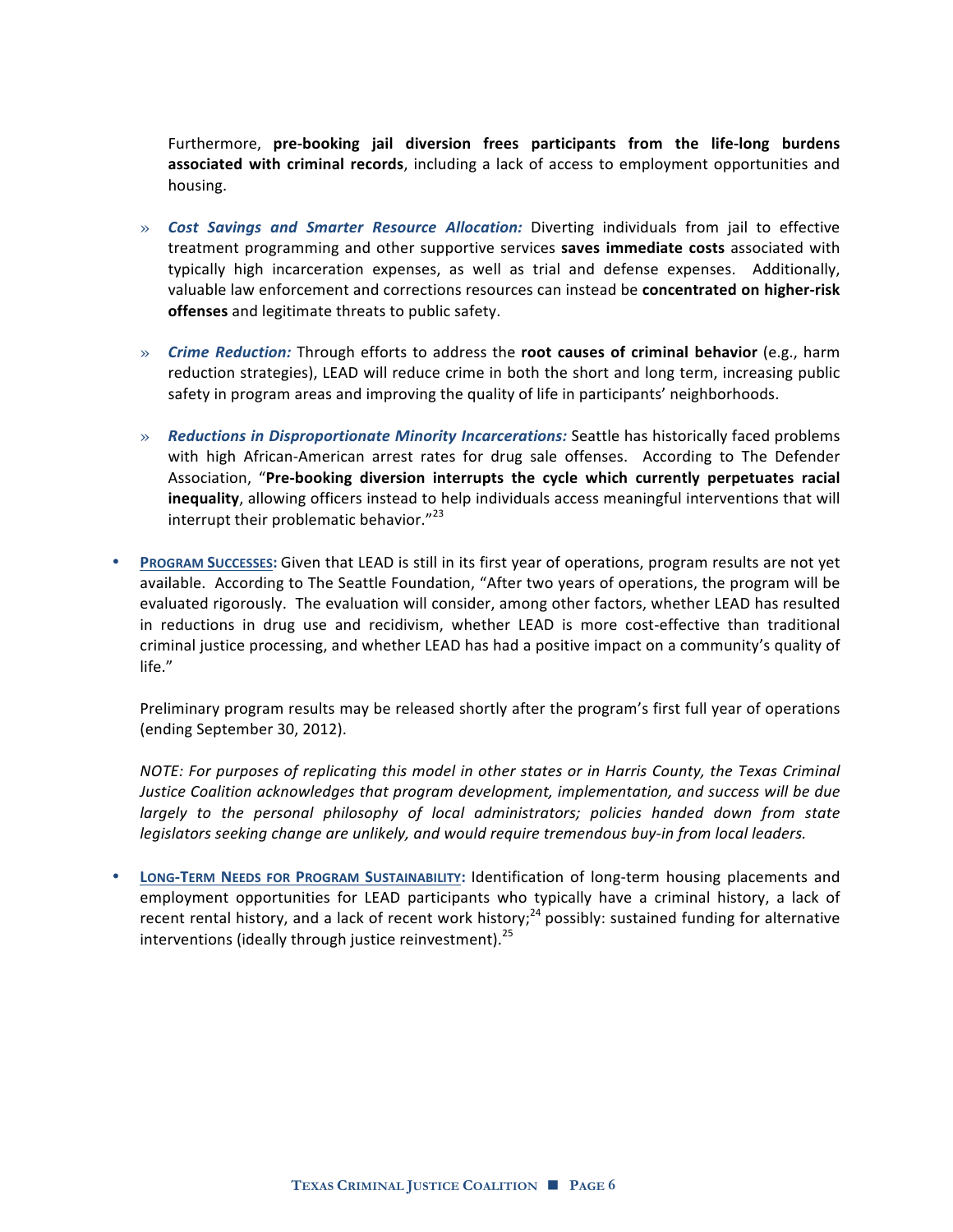Furthermore, **pre-booking jail diversion frees participants from the life-long burdens associated with criminal records**, including a lack of access to employment opportunities and housing.

- » ***Cost Savings and Smarter Resource Allocation:*** Diverting individuals from jail to effective treatment programming and other supportive services **saves immediate costs** associated with typically high incarceration expenses, as well as trial and defense expenses. Additionally, valuable law enforcement and corrections resources can instead be **concentrated on higher-risk offenses** and legitimate threats to public safety.

- » ***Crime Reduction:*** Through efforts to address the **root causes of criminal behavior** (e.g., harm reduction strategies), LEAD will reduce crime in both the short and long term, increasing public safety in program areas and improving the quality of life in participants' neighborhoods.

- » ***Reductions in Disproportionate Minority Incarcerations:*** Seattle has historically faced problems with high African-American arrest rates for drug sale offenses. According to The Defender Association, "**Pre-booking diversion interrupts the cycle which currently perpetuates racial inequality**, allowing officers instead to help individuals access meaningful interventions that will interrupt their problematic behavior."[23]

- **PROGRAM SUCCESSES:** Given that LEAD is still in its first year of operations, program results are not yet available. According to The Seattle Foundation, "After two years of operations, the program will be evaluated rigorously. The evaluation will consider, among other factors, whether LEAD has resulted in reductions in drug use and recidivism, whether LEAD is more cost-effective than traditional criminal justice processing, and whether LEAD has had a positive impact on a community's quality of life."

  Preliminary program results may be released shortly after the program's first full year of operations (ending September 30, 2012).

  *NOTE: For purposes of replicating this model in other states or in Harris County, the Texas Criminal Justice Coalition acknowledges that program development, implementation, and success will be due largely to the personal philosophy of local administrators; policies handed down from state legislators seeking change are unlikely, and would require tremendous buy-in from local leaders.*

- **LONG-TERM NEEDS FOR PROGRAM SUSTAINABILITY:** Identification of long-term housing placements and employment opportunities for LEAD participants who typically have a criminal history, a lack of recent rental history, and a lack of recent work history;[24] possibly: sustained funding for alternative interventions (ideally through justice reinvestment).[25]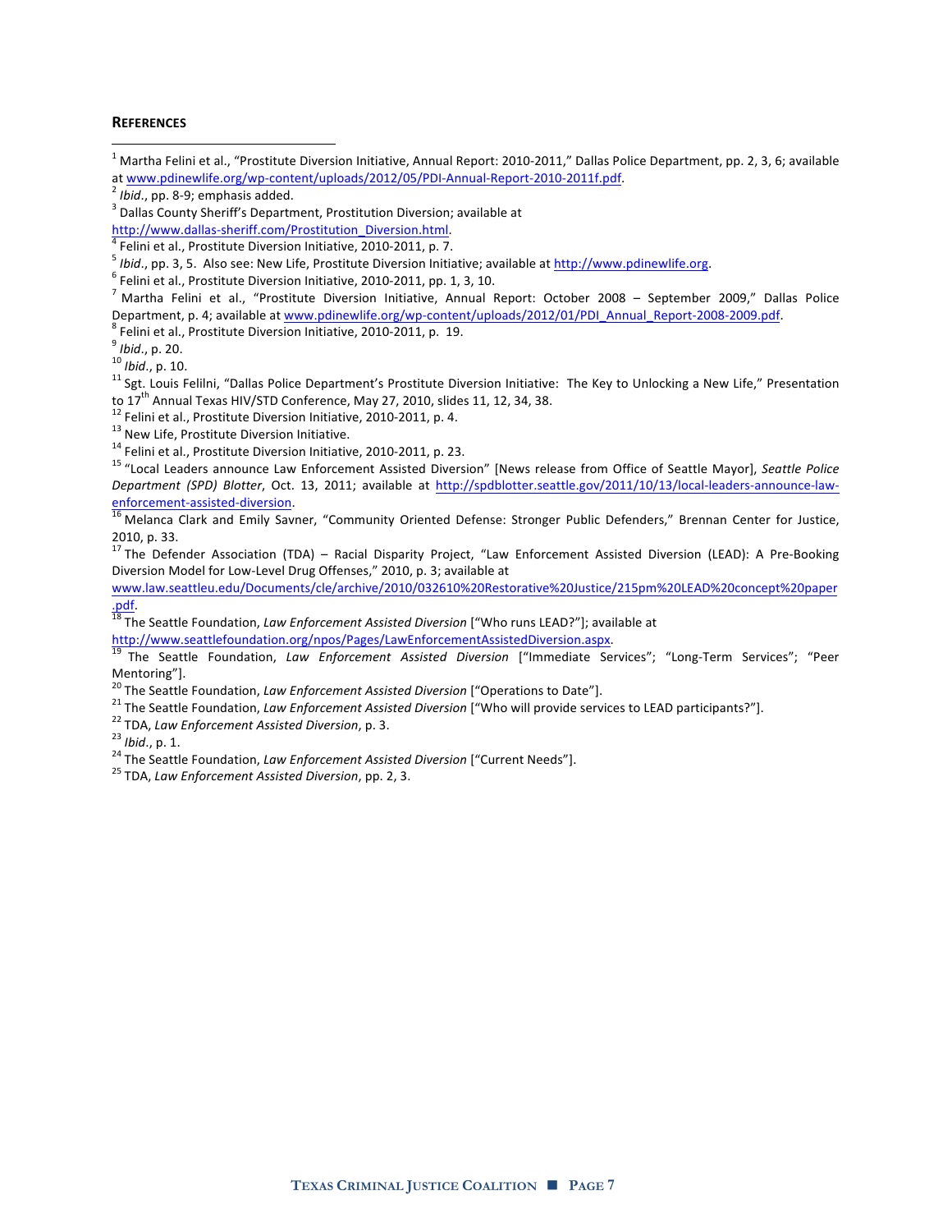**REFERENCES**

[1] Martha Felini et al., "Prostitute Diversion Initiative, Annual Report: 2010-2011," Dallas Police Department, pp. 2, 3, 6; available at www.pdinewlife.org/wp-content/uploads/2012/05/PDI-Annual-Report-2010-2011f.pdf.

[2] *Ibid*., pp. 8-9; emphasis added.

[3] Dallas County Sheriff's Department, Prostitution Diversion; available at http://www.dallas-sheriff.com/Prostitution_Diversion.html.

[4] Felini et al., Prostitute Diversion Initiative, 2010-2011, p. 7.

[5] *Ibid*., pp. 3, 5. Also see: New Life, Prostitute Diversion Initiative; available at http://www.pdinewlife.org.

[6] Felini et al., Prostitute Diversion Initiative, 2010-2011, pp. 1, 3, 10.

[7] Martha Felini et al., "Prostitute Diversion Initiative, Annual Report: October 2008 – September 2009," Dallas Police Department, p. 4; available at www.pdinewlife.org/wp-content/uploads/2012/01/PDI_Annual_Report-2008-2009.pdf.

[8] Felini et al., Prostitute Diversion Initiative, 2010-2011, p. 19.

[9] *Ibid*., p. 20.

[10] *Ibid*., p. 10.

[11] Sgt. Louis Felilni, "Dallas Police Department's Prostitute Diversion Initiative: The Key to Unlocking a New Life," Presentation to 17th Annual Texas HIV/STD Conference, May 27, 2010, slides 11, 12, 34, 38.

[12] Felini et al., Prostitute Diversion Initiative, 2010-2011, p. 4.

[13] New Life, Prostitute Diversion Initiative.

[14] Felini et al., Prostitute Diversion Initiative, 2010-2011, p. 23.

[15] "Local Leaders announce Law Enforcement Assisted Diversion" [News release from Office of Seattle Mayor], *Seattle Police Department (SPD) Blotter*, Oct. 13, 2011; available at http://spdblotter.seattle.gov/2011/10/13/local-leaders-announce-law-enforcement-assisted-diversion.

[16] Melanca Clark and Emily Savner, "Community Oriented Defense: Stronger Public Defenders," Brennan Center for Justice, 2010, p. 33.

[17] The Defender Association (TDA) – Racial Disparity Project, "Law Enforcement Assisted Diversion (LEAD): A Pre-Booking Diversion Model for Low-Level Drug Offenses," 2010, p. 3; available at www.law.seattleu.edu/Documents/cle/archive/2010/032610%20Restorative%20Justice/215pm%20LEAD%20concept%20paper.pdf.

[18] The Seattle Foundation, *Law Enforcement Assisted Diversion* ["Who runs LEAD?"]; available at http://www.seattlefoundation.org/npos/Pages/LawEnforcementAssistedDiversion.aspx.

[19] The Seattle Foundation, *Law Enforcement Assisted Diversion* ["Immediate Services"; "Long-Term Services"; "Peer Mentoring"].

[20] The Seattle Foundation, *Law Enforcement Assisted Diversion* ["Operations to Date"].

[21] The Seattle Foundation, *Law Enforcement Assisted Diversion* ["Who will provide services to LEAD participants?"].

[22] TDA, *Law Enforcement Assisted Diversion*, p. 3.

[23] *Ibid*., p. 1.

[24] The Seattle Foundation, *Law Enforcement Assisted Diversion* ["Current Needs"].

[25] TDA, *Law Enforcement Assisted Diversion*, pp. 2, 3.